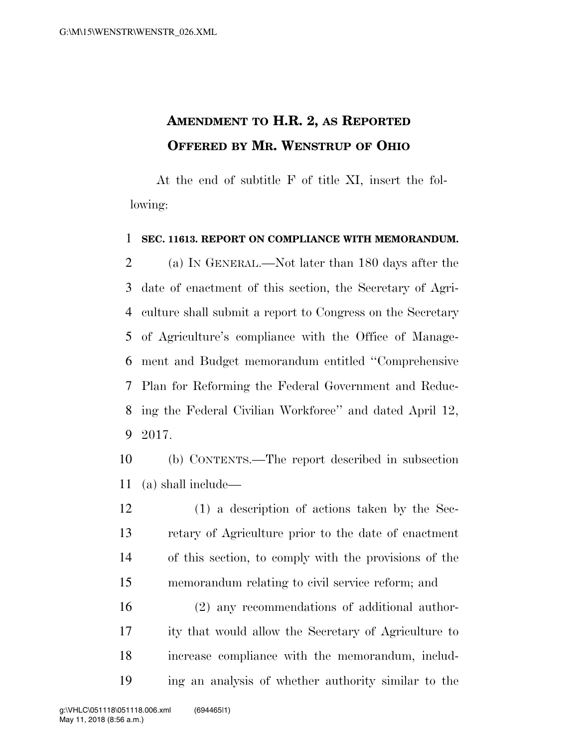# AMENDMENT TO H.R. 2, AS REPORTED OFFERED BY MR. WENSTRUP OF OHIO

At the end of subtitle F of title XI, insert the following:

**SEC. 11613. REPORT ON COMPLIANCE WITH MEMORANDUM.**

(a) IN GENERAL.—Not later than 180 days after the date of enactment of this section, the Secretary of Agriculture shall submit a report to Congress on the Secretary of Agriculture's compliance with the Office of Management and Budget memorandum entitled "Comprehensive Plan for Reforming the Federal Government and Reducing the Federal Civilian Workforce" and dated April 12, 2017.

(b) CONTENTS.—The report described in subsection (a) shall include—

(1) a description of actions taken by the Secretary of Agriculture prior to the date of enactment of this section, to comply with the provisions of the memorandum relating to civil service reform; and

(2) any recommendations of additional authority that would allow the Secretary of Agriculture to increase compliance with the memorandum, including an analysis of whether authority similar to the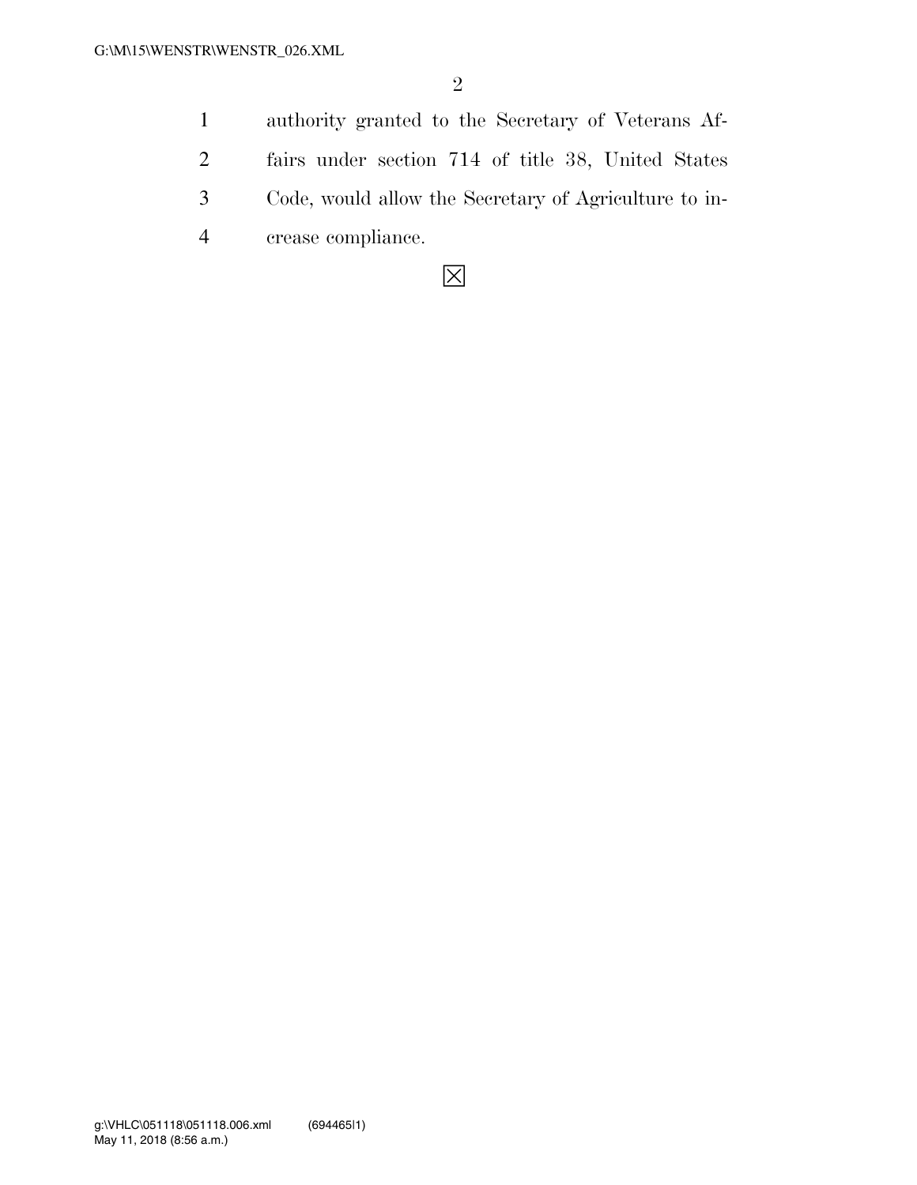authority granted to the Secretary of Veterans Affairs under section 714 of title 38, United States Code, would allow the Secretary of Agriculture to increase compliance.